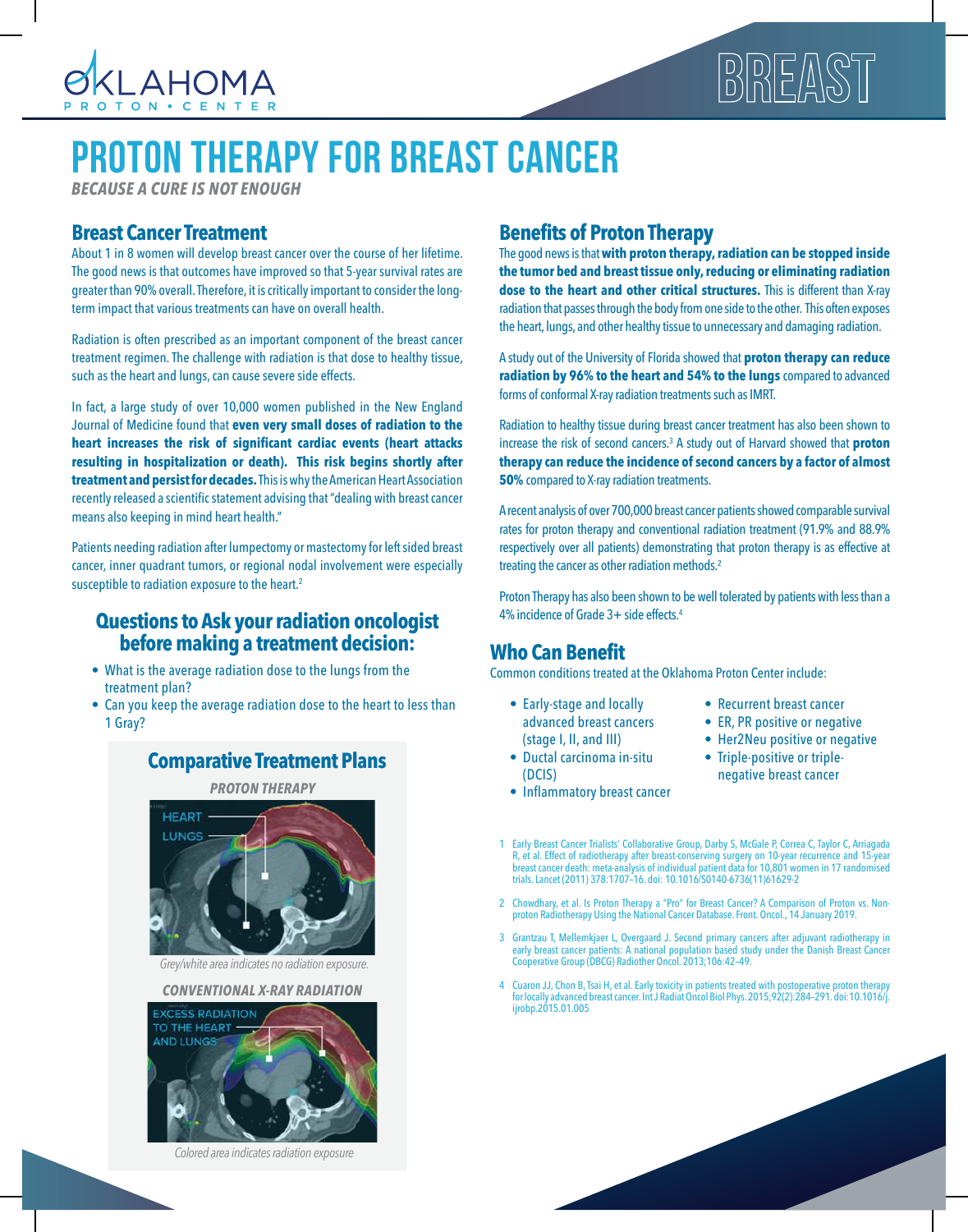# PROTON THERAPY FOR BREAST CANCER

***BECAUSE A CURE IS NOT ENOUGH***

## Breast Cancer Treatment

About 1 in 8 women will develop breast cancer over the course of her lifetime. The good news is that outcomes have improved so that 5-year survival rates are greater than 90% overall. Therefore, it is critically important to consider the long-term impact that various treatments can have on overall health.

Radiation is often prescribed as an important component of the breast cancer treatment regimen. The challenge with radiation is that dose to healthy tissue, such as the heart and lungs, can cause severe side effects.

In fact, a large study of over 10,000 women published in the New England Journal of Medicine found that **even very small doses of radiation to the heart increases the risk of significant cardiac events (heart attacks resulting in hospitalization or death). This risk begins shortly after treatment and persist for decades.** This is why the American Heart Association recently released a scientific statement advising that "dealing with breast cancer means also keeping in mind heart health."

Patients needing radiation after lumpectomy or mastectomy for left sided breast cancer, inner quadrant tumors, or regional nodal involvement were especially susceptible to radiation exposure to the heart.[2]

## Questions to Ask your radiation oncologist before making a treatment decision:

- What is the average radiation dose to the lungs from the treatment plan?
- Can you keep the average radiation dose to the heart to less than 1 Gray?

## Comparative Treatment Plans

***PROTON THERAPY***

HEART

LUNGS

*Grey/white area indicates no radiation exposure.*

***CONVENTIONAL X-RAY RADIATION***

EXCESS RADIATION TO THE HEART AND LUNGS

*Colored area indicates radiation exposure*

## Benefits of Proton Therapy

The good news is that **with proton therapy, radiation can be stopped inside the tumor bed and breast tissue only, reducing or eliminating radiation dose to the heart and other critical structures.** This is different than X-ray radiation that passes through the body from one side to the other. This often exposes the heart, lungs, and other healthy tissue to unnecessary and damaging radiation.

A study out of the University of Florida showed that **proton therapy can reduce radiation by 96% to the heart and 54% to the lungs** compared to advanced forms of conformal X-ray radiation treatments such as IMRT.

Radiation to healthy tissue during breast cancer treatment has also been shown to increase the risk of second cancers.[3] A study out of Harvard showed that **proton therapy can reduce the incidence of second cancers by a factor of almost 50%** compared to X-ray radiation treatments.

A recent analysis of over 700,000 breast cancer patients showed comparable survival rates for proton therapy and conventional radiation treatment (91.9% and 88.9% respectively over all patients) demonstrating that proton therapy is as effective at treating the cancer as other radiation methods.[2]

Proton Therapy has also been shown to be well tolerated by patients with less than a 4% incidence of Grade 3+ side effects.[4]

## Who Can Benefit

Common conditions treated at the Oklahoma Proton Center include:

- Early-stage and locally advanced breast cancers (stage I, II, and III)
- Ductal carcinoma in-situ (DCIS)
- Inflammatory breast cancer
- Recurrent breast cancer
- ER, PR positive or negative
- Her2Neu positive or negative
- Triple-positive or triple-negative breast cancer

1. Early Breast Cancer Trialists' Collaborative Group, Darby S, McGale P, Correa C, Taylor C, Arriagada R, et al. Effect of radiotherapy after breast-conserving surgery on 10-year recurrence and 15-year breast cancer death: meta-analysis of individual patient data for 10,801 women in 17 randomised trials. Lancet (2011) 378:1707–16. doi: 10.1016/S0140-6736(11)61629-2
2. Chowdhary, et al. Is Proton Therapy a "Pro" for Breast Cancer? A Comparison of Proton vs. Non-proton Radiotherapy Using the National Cancer Database. Front. Oncol., 14 January 2019.
3. Grantzau T, Mellemkjaer L, Overgaard J. Second primary cancers after adjuvant radiotherapy in early breast cancer patients: A national population based study under the Danish Breast Cancer Cooperative Group (DBCG) Radiother Oncol. 2013;106:42–49.
4. Cuaron JJ, Chon B, Tsai H, et al. Early toxicity in patients treated with postoperative proton therapy for locally advanced breast cancer. Int J Radiat Oncol Biol Phys. 2015;92(2):284–291. doi:10.1016/j.ijrobp.2015.01.005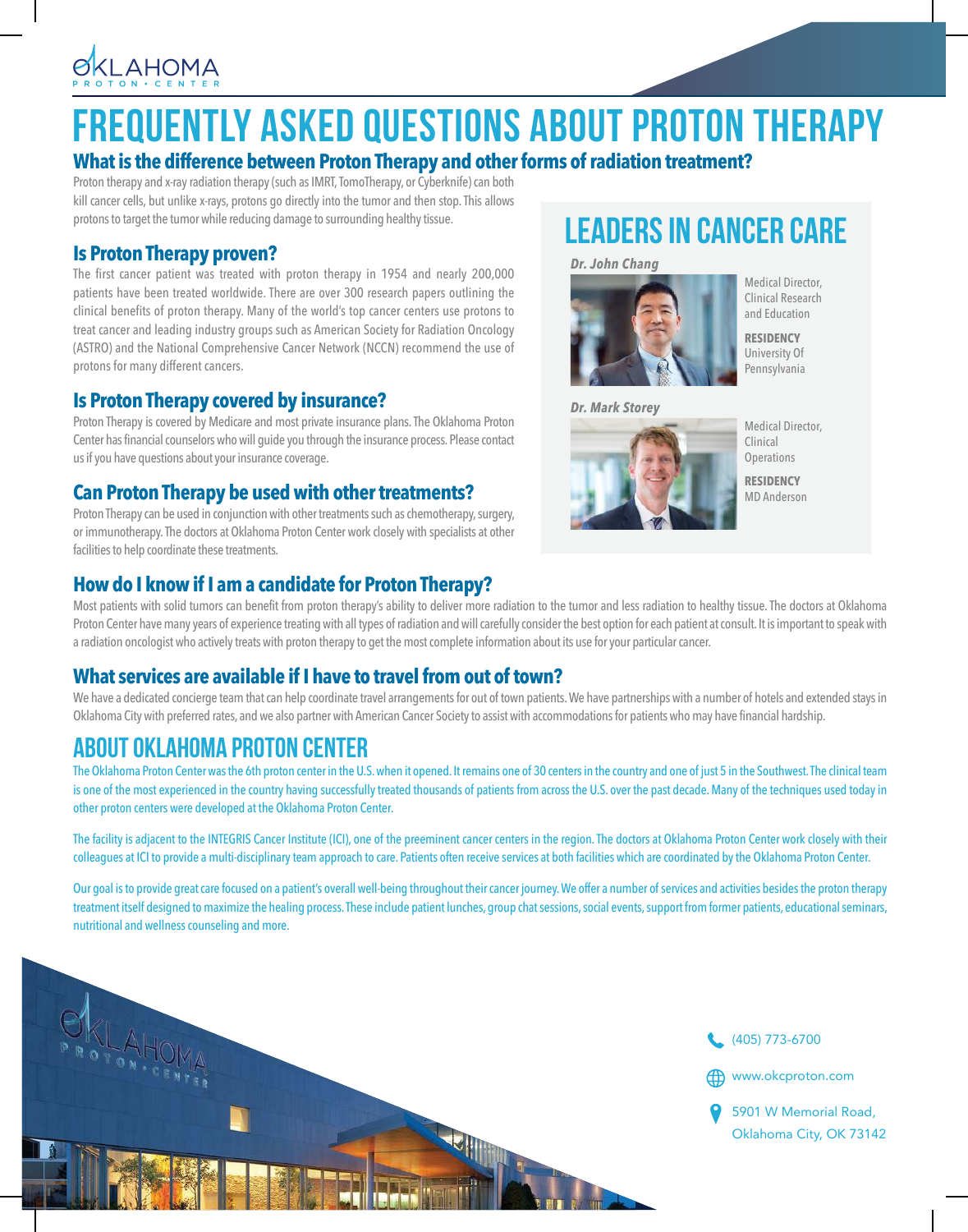OKLAHOMA PROTON • CENTER

# FREQUENTLY ASKED QUESTIONS ABOUT PROTON THERAPY

### What is the difference between Proton Therapy and other forms of radiation treatment?

Proton therapy and x-ray radiation therapy (such as IMRT, TomoTherapy, or Cyberknife) can both kill cancer cells, but unlike x-rays, protons go directly into the tumor and then stop. This allows protons to target the tumor while reducing damage to surrounding healthy tissue.

### Is Proton Therapy proven?

The first cancer patient was treated with proton therapy in 1954 and nearly 200,000 patients have been treated worldwide. There are over 300 research papers outlining the clinical benefits of proton therapy. Many of the world's top cancer centers use protons to treat cancer and leading industry groups such as American Society for Radiation Oncology (ASTRO) and the National Comprehensive Cancer Network (NCCN) recommend the use of protons for many different cancers.

### Is Proton Therapy covered by insurance?

Proton Therapy is covered by Medicare and most private insurance plans. The Oklahoma Proton Center has financial counselors who will guide you through the insurance process. Please contact us if you have questions about your insurance coverage.

### Can Proton Therapy be used with other treatments?

Proton Therapy can be used in conjunction with other treatments such as chemotherapy, surgery, or immunotherapy. The doctors at Oklahoma Proton Center work closely with specialists at other facilities to help coordinate these treatments.

## LEADERS IN CANCER CARE

***Dr. John Chang***

Medical Director, Clinical Research and Education

**RESIDENCY**
University Of Pennsylvania

***Dr. Mark Storey***

Medical Director, Clinical Operations

**RESIDENCY**
MD Anderson

### How do I know if I am a candidate for Proton Therapy?

Most patients with solid tumors can benefit from proton therapy's ability to deliver more radiation to the tumor and less radiation to healthy tissue. The doctors at Oklahoma Proton Center have many years of experience treating with all types of radiation and will carefully consider the best option for each patient at consult. It is important to speak with a radiation oncologist who actively treats with proton therapy to get the most complete information about its use for your particular cancer.

### What services are available if I have to travel from out of town?

We have a dedicated concierge team that can help coordinate travel arrangements for out of town patients. We have partnerships with a number of hotels and extended stays in Oklahoma City with preferred rates, and we also partner with American Cancer Society to assist with accommodations for patients who may have financial hardship.

## ABOUT OKLAHOMA PROTON CENTER

The Oklahoma Proton Center was the 6th proton center in the U.S. when it opened. It remains one of 30 centers in the country and one of just 5 in the Southwest. The clinical team is one of the most experienced in the country having successfully treated thousands of patients from across the U.S. over the past decade. Many of the techniques used today in other proton centers were developed at the Oklahoma Proton Center.

The facility is adjacent to the INTEGRIS Cancer Institute (ICI), one of the preeminent cancer centers in the region. The doctors at Oklahoma Proton Center work closely with their colleagues at ICI to provide a multi-disciplinary team approach to care. Patients often receive services at both facilities which are coordinated by the Oklahoma Proton Center.

Our goal is to provide great care focused on a patient's overall well-being throughout their cancer journey. We offer a number of services and activities besides the proton therapy treatment itself designed to maximize the healing process. These include patient lunches, group chat sessions, social events, support from former patients, educational seminars, nutritional and wellness counseling and more.

(405) 773-6700

www.okcproton.com

5901 W Memorial Road,
Oklahoma City, OK 73142